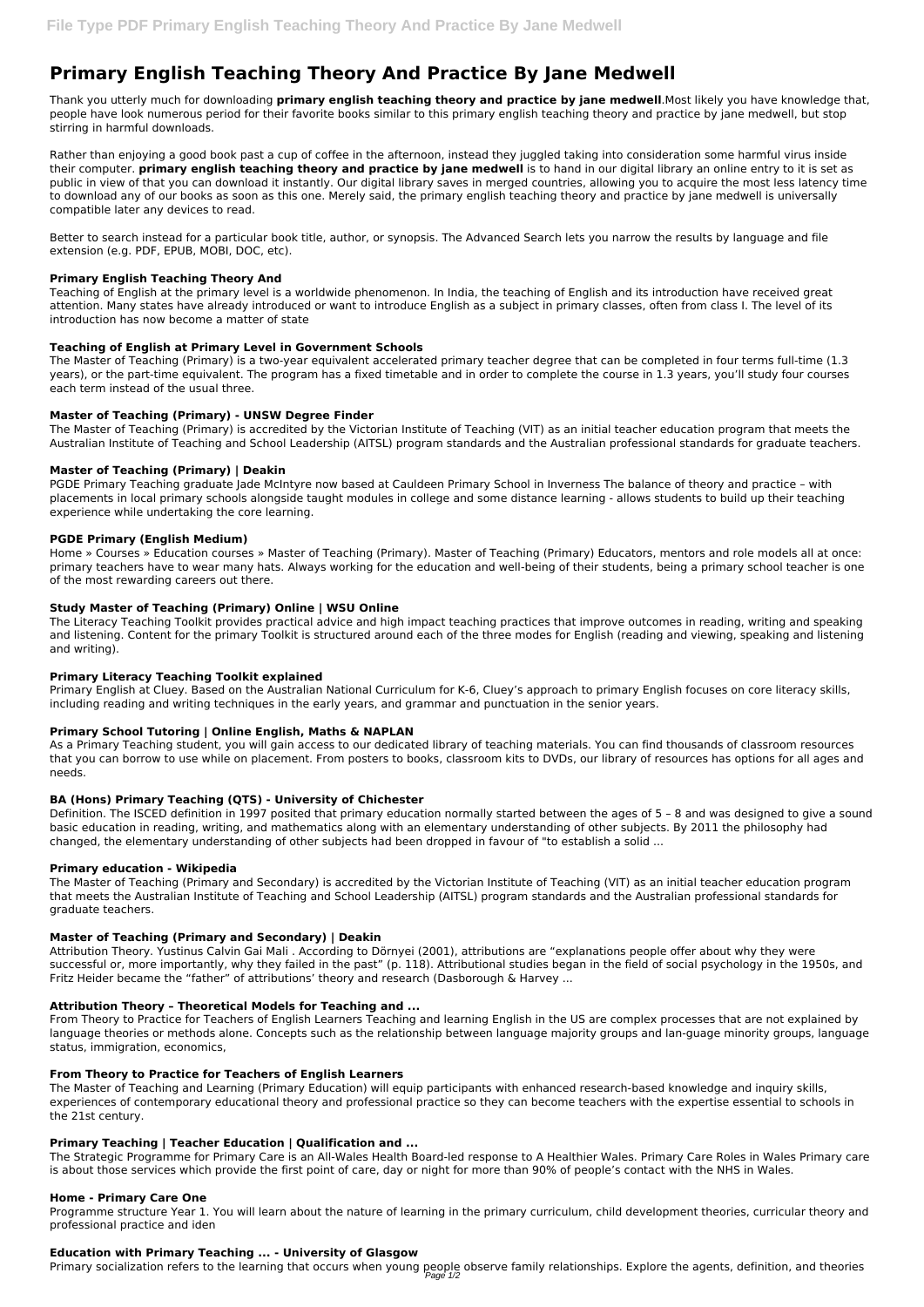# Primary English Teaching Theory And Practice By Jane Medwell

Thank you utterly much for downloading **primary english teaching theory and practice by jane medwell**.Most likely you have knowledge that, people have look numerous period for their favorite books similar to this primary english teaching theory and practice by jane medwell, but stop stirring in harmful downloads.

Rather than enjoying a good book past a cup of coffee in the afternoon, instead they juggled taking into consideration some harmful virus inside their computer. **primary english teaching theory and practice by jane medwell** is to hand in our digital library an online entry to it is set as public in view of that you can download it instantly. Our digital library saves in merged countries, allowing you to acquire the most less latency time to download any of our books as soon as this one. Merely said, the primary english teaching theory and practice by jane medwell is universally compatible later any devices to read.

Better to search instead for a particular book title, author, or synopsis. The Advanced Search lets you narrow the results by language and file extension (e.g. PDF, EPUB, MOBI, DOC, etc).

### Primary English Teaching Theory And

Teaching of English at the primary level is a worldwide phenomenon. In India, the teaching of English and its introduction have received great attention. Many states have already introduced or want to introduce English as a subject in primary classes, often from class I. The level of its introduction has now become a matter of state

### Teaching of English at Primary Level in Government Schools

The Master of Teaching (Primary) is a two-year equivalent accelerated primary teacher degree that can be completed in four terms full-time (1.3 years), or the part-time equivalent. The program has a fixed timetable and in order to complete the course in 1.3 years, you'll study four courses each term instead of the usual three.

### Master of Teaching (Primary) - UNSW Degree Finder

The Master of Teaching (Primary) is accredited by the Victorian Institute of Teaching (VIT) as an initial teacher education program that meets the Australian Institute of Teaching and School Leadership (AITSL) program standards and the Australian professional standards for graduate teachers.

### Master of Teaching (Primary) | Deakin

PGDE Primary Teaching graduate Jade McIntyre now based at Cauldeen Primary School in Inverness The balance of theory and practice – with placements in local primary schools alongside taught modules in college and some distance learning - allows students to build up their teaching experience while undertaking the core learning.

### PGDE Primary (English Medium)

Home » Courses » Education courses » Master of Teaching (Primary). Master of Teaching (Primary) Educators, mentors and role models all at once: primary teachers have to wear many hats. Always working for the education and well-being of their students, being a primary school teacher is one of the most rewarding careers out there.

### Study Master of Teaching (Primary) Online | WSU Online

The Literacy Teaching Toolkit provides practical advice and high impact teaching practices that improve outcomes in reading, writing and speaking and listening. Content for the primary Toolkit is structured around each of the three modes for English (reading and viewing, speaking and listening and writing).

### Primary Literacy Teaching Toolkit explained

Primary English at Cluey. Based on the Australian National Curriculum for K-6, Cluey's approach to primary English focuses on core literacy skills, including reading and writing techniques in the early years, and grammar and punctuation in the senior years.

### Primary School Tutoring | Online English, Maths & NAPLAN

As a Primary Teaching student, you will gain access to our dedicated library of teaching materials. You can find thousands of classroom resources that you can borrow to use while on placement. From posters to books, classroom kits to DVDs, our library of resources has options for all ages and needs.

### BA (Hons) Primary Teaching (QTS) - University of Chichester

Definition. The ISCED definition in 1997 posited that primary education normally started between the ages of 5 – 8 and was designed to give a sound basic education in reading, writing, and mathematics along with an elementary understanding of other subjects. By 2011 the philosophy had changed, the elementary understanding of other subjects had been dropped in favour of "to establish a solid ...

### Primary education - Wikipedia

The Master of Teaching (Primary and Secondary) is accredited by the Victorian Institute of Teaching (VIT) as an initial teacher education program that meets the Australian Institute of Teaching and School Leadership (AITSL) program standards and the Australian professional standards for graduate teachers.

### Master of Teaching (Primary and Secondary) | Deakin

Attribution Theory. Yustinus Calvin Gai Mali . According to Dörnyei (2001), attributions are "explanations people offer about why they were successful or, more importantly, why they failed in the past" (p. 118). Attributional studies began in the field of social psychology in the 1950s, and Fritz Heider became the "father" of attributions' theory and research (Dasborough & Harvey ...

### Attribution Theory – Theoretical Models for Teaching and ...

From Theory to Practice for Teachers of English Learners Teaching and learning English in the US are complex processes that are not explained by language theories or methods alone. Concepts such as the relationship between language majority groups and lan-guage minority groups, language status, immigration, economics,

### From Theory to Practice for Teachers of English Learners

The Master of Teaching and Learning (Primary Education) will equip participants with enhanced research-based knowledge and inquiry skills, experiences of contemporary educational theory and professional practice so they can become teachers with the expertise essential to schools in the 21st century.

### Primary Teaching | Teacher Education | Qualification and ...

The Strategic Programme for Primary Care is an All-Wales Health Board-led response to A Healthier Wales. Primary Care Roles in Wales Primary care is about those services which provide the first point of care, day or night for more than 90% of people's contact with the NHS in Wales.

### Home - Primary Care One

Programme structure Year 1. You will learn about the nature of learning in the primary curriculum, child development theories, curricular theory and professional practice and iden

### Education with Primary Teaching ... - University of Glasgow

Primary socialization refers to the learning that occurs when young people observe family relationships. Explore the agents, definition, and theories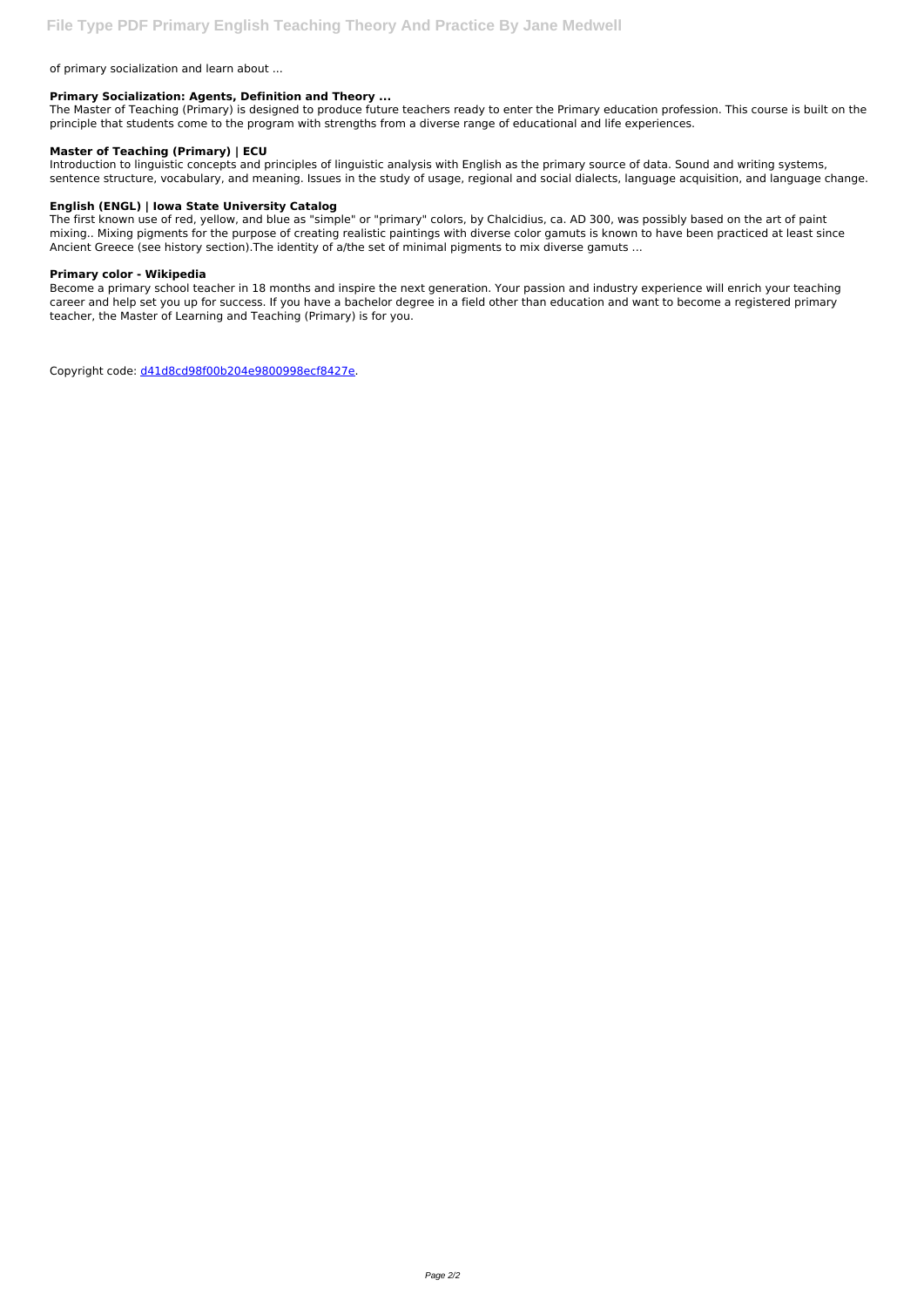of primary socialization and learn about ...

**Primary Socialization: Agents, Definition and Theory ...**

The Master of Teaching (Primary) is designed to produce future teachers ready to enter the Primary education profession. This course is built on the principle that students come to the program with strengths from a diverse range of educational and life experiences.

**Master of Teaching (Primary) | ECU**

Introduction to linguistic concepts and principles of linguistic analysis with English as the primary source of data. Sound and writing systems, sentence structure, vocabulary, and meaning. Issues in the study of usage, regional and social dialects, language acquisition, and language change.

**English (ENGL) | Iowa State University Catalog**

The first known use of red, yellow, and blue as "simple" or "primary" colors, by Chalcidius, ca. AD 300, was possibly based on the art of paint mixing.. Mixing pigments for the purpose of creating realistic paintings with diverse color gamuts is known to have been practiced at least since Ancient Greece (see history section).The identity of a/the set of minimal pigments to mix diverse gamuts ...

**Primary color - Wikipedia**

Become a primary school teacher in 18 months and inspire the next generation. Your passion and industry experience will enrich your teaching career and help set you up for success. If you have a bachelor degree in a field other than education and want to become a registered primary teacher, the Master of Learning and Teaching (Primary) is for you.

Copyright code: d41d8cd98f00b204e9800998ecf8427e.